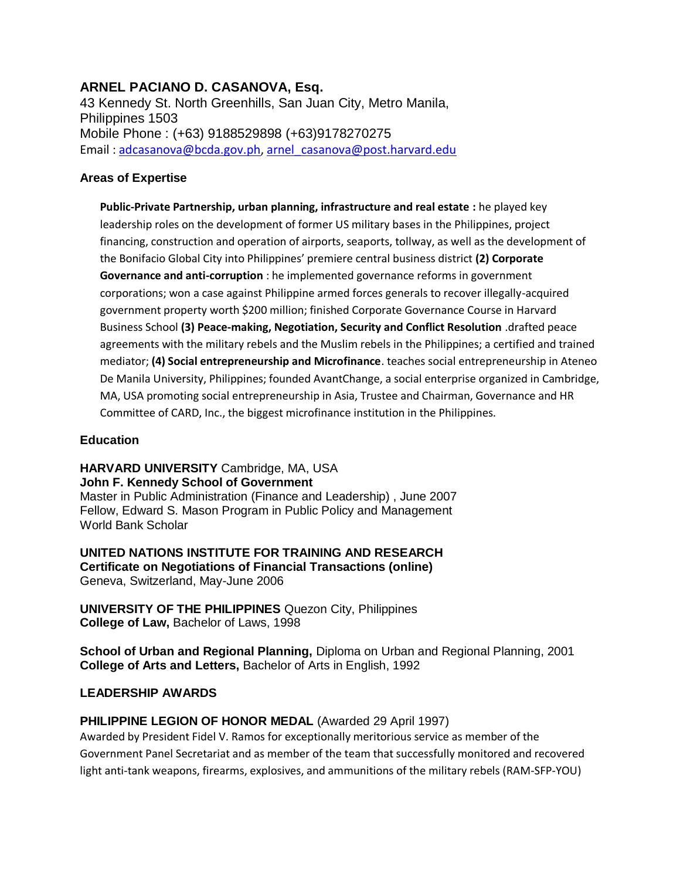# ARNEL PACIANO D. CASANOVA, Esq.

43 Kennedy St. North Greenhills, San Juan City, Metro Manila, Philippines 1503
Mobile Phone : (+63) 9188529898 (+63)9178270275
Email : adcasanova@bcda.gov.ph, arnel_casanova@post.harvard.edu

## Areas of Expertise

**Public-Private Partnership, urban planning, infrastructure and real estate :** he played key leadership roles on the development of former US military bases in the Philippines, project financing, construction and operation of airports, seaports, tollway, as well as the development of the Bonifacio Global City into Philippines' premiere central business district **(2) Corporate Governance and anti-corruption** : he implemented governance reforms in government corporations; won a case against Philippine armed forces generals to recover illegally-acquired government property worth $200 million; finished Corporate Governance Course in Harvard Business School **(3) Peace-making, Negotiation, Security and Conflict Resolution** .drafted peace agreements with the military rebels and the Muslim rebels in the Philippines; a certified and trained mediator; **(4) Social entrepreneurship and Microfinance**. teaches social entrepreneurship in Ateneo De Manila University, Philippines; founded AvantChange, a social enterprise organized in Cambridge, MA, USA promoting social entrepreneurship in Asia, Trustee and Chairman, Governance and HR Committee of CARD, Inc., the biggest microfinance institution in the Philippines.

## Education

**HARVARD UNIVERSITY** Cambridge, MA, USA
**John F. Kennedy School of Government**
Master in Public Administration (Finance and Leadership) , June 2007
Fellow, Edward S. Mason Program in Public Policy and Management
World Bank Scholar

**UNITED NATIONS INSTITUTE FOR TRAINING AND RESEARCH**
**Certificate on Negotiations of Financial Transactions (online)**
Geneva, Switzerland, May-June 2006

**UNIVERSITY OF THE PHILIPPINES** Quezon City, Philippines
**College of Law,** Bachelor of Laws, 1998

**School of Urban and Regional Planning,** Diploma on Urban and Regional Planning, 2001
**College of Arts and Letters,** Bachelor of Arts in English, 1992

## LEADERSHIP AWARDS

**PHILIPPINE LEGION OF HONOR MEDAL** (Awarded 29 April 1997)
Awarded by President Fidel V. Ramos for exceptionally meritorious service as member of the Government Panel Secretariat and as member of the team that successfully monitored and recovered light anti-tank weapons, firearms, explosives, and ammunitions of the military rebels (RAM-SFP-YOU)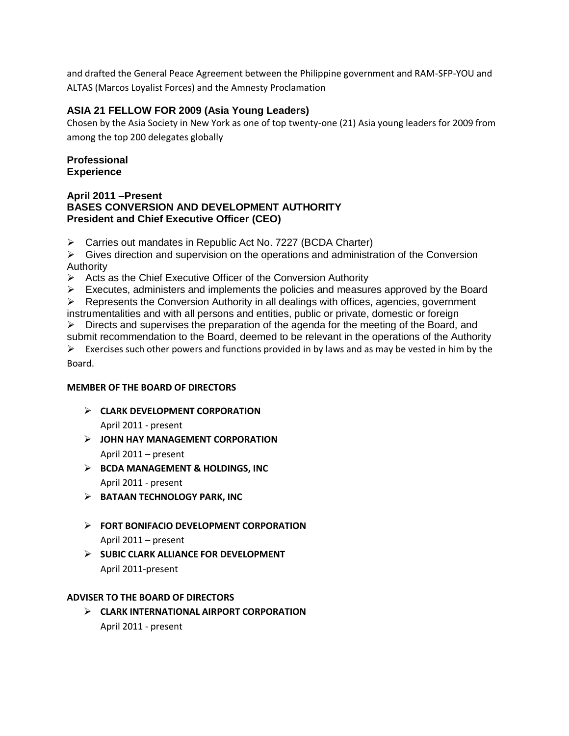and drafted the General Peace Agreement between the Philippine government and RAM-SFP-YOU and ALTAS (Marcos Loyalist Forces) and the Amnesty Proclamation

### ASIA 21 FELLOW FOR 2009 (Asia Young Leaders)

Chosen by the Asia Society in New York as one of top twenty-one (21) Asia young leaders for 2009 from among the top 200 delegates globally

## Professional Experience

### April 2011 –Present
### BASES CONVERSION AND DEVELOPMENT AUTHORITY
### President and Chief Executive Officer (CEO)

- Carries out mandates in Republic Act No. 7227 (BCDA Charter)
- Gives direction and supervision on the operations and administration of the Conversion Authority
- Acts as the Chief Executive Officer of the Conversion Authority
- Executes, administers and implements the policies and measures approved by the Board
- Represents the Conversion Authority in all dealings with offices, agencies, government instrumentalities and with all persons and entities, public or private, domestic or foreign
- Directs and supervises the preparation of the agenda for the meeting of the Board, and submit recommendation to the Board, deemed to be relevant in the operations of the Authority
- Exercises such other powers and functions provided in by laws and as may be vested in him by the Board.

**MEMBER OF THE BOARD OF DIRECTORS**

- **CLARK DEVELOPMENT CORPORATION**
  April 2011 - present
- **JOHN HAY MANAGEMENT CORPORATION**
  April 2011 – present
- **BCDA MANAGEMENT & HOLDINGS, INC**
  April 2011 - present
- **BATAAN TECHNOLOGY PARK, INC**
- **FORT BONIFACIO DEVELOPMENT CORPORATION**
  April 2011 – present
- **SUBIC CLARK ALLIANCE FOR DEVELOPMENT**
  April 2011-present

**ADVISER TO THE BOARD OF DIRECTORS**

- **CLARK INTERNATIONAL AIRPORT CORPORATION**
  April 2011 - present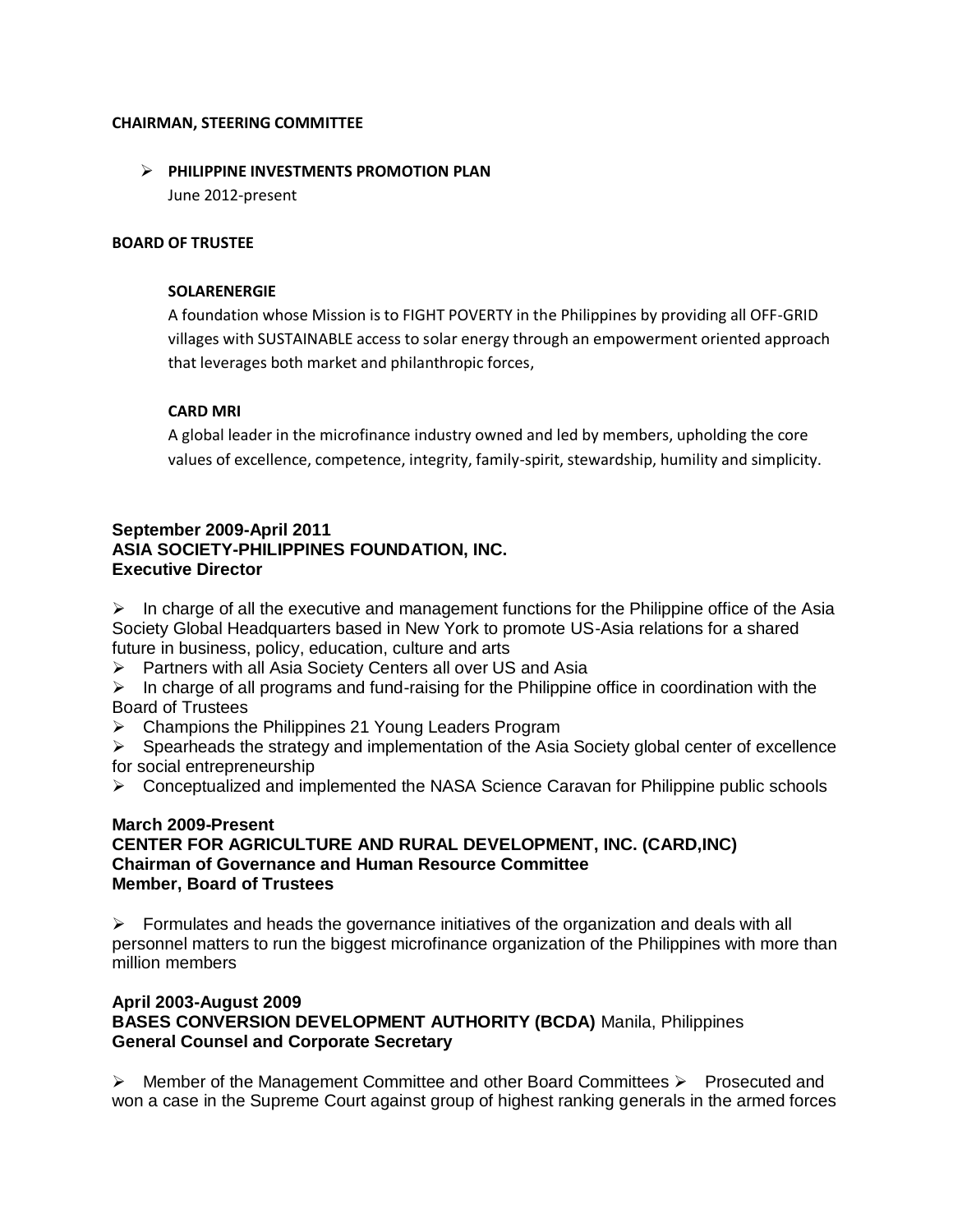**CHAIRMAN, STEERING COMMITTEE**

- **PHILIPPINE INVESTMENTS PROMOTION PLAN**
  June 2012-present

**BOARD OF TRUSTEE**

**SOLARENERGIE**

A foundation whose Mission is to FIGHT POVERTY in the Philippines by providing all OFF-GRID villages with SUSTAINABLE access to solar energy through an empowerment oriented approach that leverages both market and philanthropic forces,

**CARD MRI**

A global leader in the microfinance industry owned and led by members, upholding the core values of excellence, competence, integrity, family-spirit, stewardship, humility and simplicity.

**September 2009-April 2011**
**ASIA SOCIETY-PHILIPPINES FOUNDATION, INC.**
**Executive Director**

- In charge of all the executive and management functions for the Philippine office of the Asia Society Global Headquarters based in New York to promote US-Asia relations for a shared future in business, policy, education, culture and arts
- Partners with all Asia Society Centers all over US and Asia
- In charge of all programs and fund-raising for the Philippine office in coordination with the Board of Trustees
- Champions the Philippines 21 Young Leaders Program
- Spearheads the strategy and implementation of the Asia Society global center of excellence for social entrepreneurship
- Conceptualized and implemented the NASA Science Caravan for Philippine public schools

**March 2009-Present**
**CENTER FOR AGRICULTURE AND RURAL DEVELOPMENT, INC. (CARD,INC)**
**Chairman of Governance and Human Resource Committee**
**Member, Board of Trustees**

- Formulates and heads the governance initiatives of the organization and deals with all personnel matters to run the biggest microfinance organization of the Philippines with more than million members

**April 2003-August 2009**
**BASES CONVERSION DEVELOPMENT AUTHORITY (BCDA)** Manila, Philippines
**General Counsel and Corporate Secretary**

- Member of the Management Committee and other Board Committees
- Prosecuted and won a case in the Supreme Court against group of highest ranking generals in the armed forces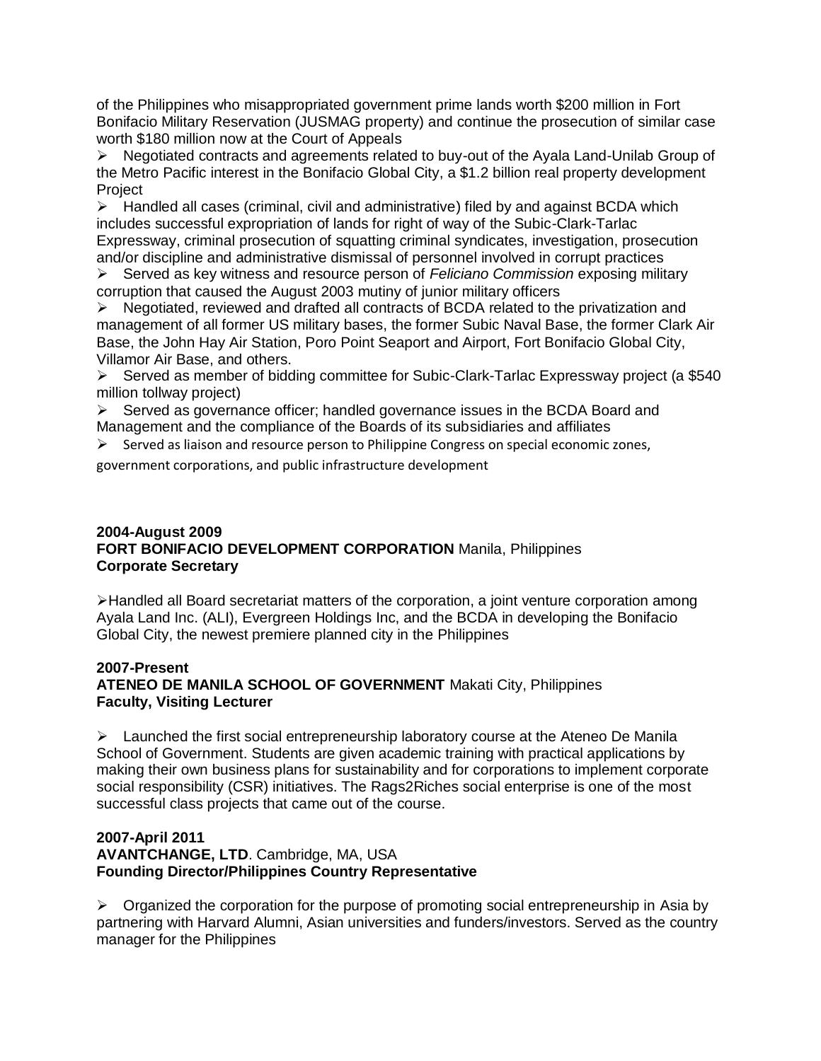of the Philippines who misappropriated government prime lands worth $200 million in Fort Bonifacio Military Reservation (JUSMAG property) and continue the prosecution of similar case worth $180 million now at the Court of Appeals

- Negotiated contracts and agreements related to buy-out of the Ayala Land-Unilab Group of the Metro Pacific interest in the Bonifacio Global City, a $1.2 billion real property development Project
- Handled all cases (criminal, civil and administrative) filed by and against BCDA which includes successful expropriation of lands for right of way of the Subic-Clark-Tarlac Expressway, criminal prosecution of squatting criminal syndicates, investigation, prosecution and/or discipline and administrative dismissal of personnel involved in corrupt practices
- Served as key witness and resource person of *Feliciano Commission* exposing military corruption that caused the August 2003 mutiny of junior military officers
- Negotiated, reviewed and drafted all contracts of BCDA related to the privatization and management of all former US military bases, the former Subic Naval Base, the former Clark Air Base, the John Hay Air Station, Poro Point Seaport and Airport, Fort Bonifacio Global City, Villamor Air Base, and others.
- Served as member of bidding committee for Subic-Clark-Tarlac Expressway project (a $540 million tollway project)
- Served as governance officer; handled governance issues in the BCDA Board and Management and the compliance of the Boards of its subsidiaries and affiliates
- Served as liaison and resource person to Philippine Congress on special economic zones, government corporations, and public infrastructure development

**2004-August 2009**
**FORT BONIFACIO DEVELOPMENT CORPORATION** Manila, Philippines
**Corporate Secretary**

- Handled all Board secretariat matters of the corporation, a joint venture corporation among Ayala Land Inc. (ALI), Evergreen Holdings Inc, and the BCDA in developing the Bonifacio Global City, the newest premiere planned city in the Philippines

**2007-Present**
**ATENEO DE MANILA SCHOOL OF GOVERNMENT** Makati City, Philippines
**Faculty, Visiting Lecturer**

- Launched the first social entrepreneurship laboratory course at the Ateneo De Manila School of Government. Students are given academic training with practical applications by making their own business plans for sustainability and for corporations to implement corporate social responsibility (CSR) initiatives. The Rags2Riches social enterprise is one of the most successful class projects that came out of the course.

**2007-April 2011**
**AVANTCHANGE, LTD**. Cambridge, MA, USA
**Founding Director/Philippines Country Representative**

- Organized the corporation for the purpose of promoting social entrepreneurship in Asia by partnering with Harvard Alumni, Asian universities and funders/investors. Served as the country manager for the Philippines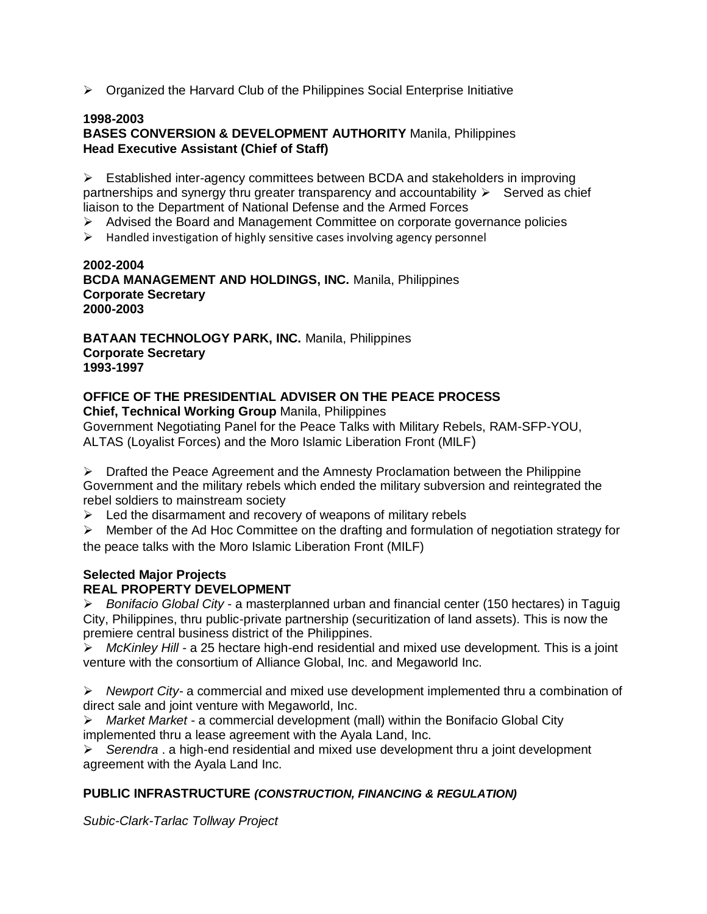- Organized the Harvard Club of the Philippines Social Enterprise Initiative

**1998-2003**
**BASES CONVERSION & DEVELOPMENT AUTHORITY** Manila, Philippines
**Head Executive Assistant (Chief of Staff)**

- Established inter-agency committees between BCDA and stakeholders in improving partnerships and synergy thru greater transparency and accountability
- Served as chief liaison to the Department of National Defense and the Armed Forces
- Advised the Board and Management Committee on corporate governance policies
- Handled investigation of highly sensitive cases involving agency personnel

**2002-2004**
**BCDA MANAGEMENT AND HOLDINGS, INC.** Manila, Philippines
**Corporate Secretary**
**2000-2003**

**BATAAN TECHNOLOGY PARK, INC.** Manila, Philippines
**Corporate Secretary**
**1993-1997**

**OFFICE OF THE PRESIDENTIAL ADVISER ON THE PEACE PROCESS**
**Chief, Technical Working Group** Manila, Philippines
Government Negotiating Panel for the Peace Talks with Military Rebels, RAM-SFP-YOU, ALTAS (Loyalist Forces) and the Moro Islamic Liberation Front (MILF)

- Drafted the Peace Agreement and the Amnesty Proclamation between the Philippine Government and the military rebels which ended the military subversion and reintegrated the rebel soldiers to mainstream society
- Led the disarmament and recovery of weapons of military rebels
- Member of the Ad Hoc Committee on the drafting and formulation of negotiation strategy for the peace talks with the Moro Islamic Liberation Front (MILF)

**Selected Major Projects**
**REAL PROPERTY DEVELOPMENT**

- *Bonifacio Global City* - a masterplanned urban and financial center (150 hectares) in Taguig City, Philippines, thru public-private partnership (securitization of land assets). This is now the premiere central business district of the Philippines.
- *McKinley Hill* - a 25 hectare high-end residential and mixed use development. This is a joint venture with the consortium of Alliance Global, Inc. and Megaworld Inc.
- *Newport City*- a commercial and mixed use development implemented thru a combination of direct sale and joint venture with Megaworld, Inc.
- *Market Market* - a commercial development (mall) within the Bonifacio Global City implemented thru a lease agreement with the Ayala Land, Inc.
- *Serendra* . a high-end residential and mixed use development thru a joint development agreement with the Ayala Land Inc.

**PUBLIC INFRASTRUCTURE *(CONSTRUCTION, FINANCING & REGULATION)***

*Subic-Clark-Tarlac Tollway Project*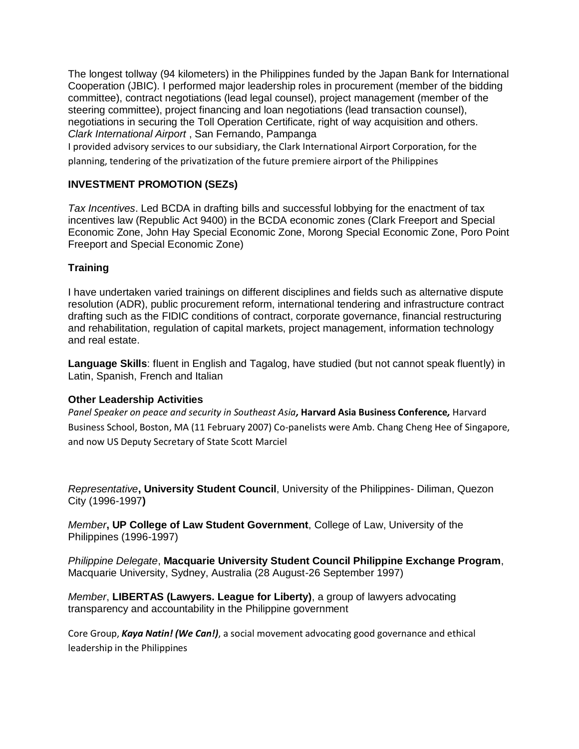The longest tollway (94 kilometers) in the Philippines funded by the Japan Bank for International Cooperation (JBIC). I performed major leadership roles in procurement (member of the bidding committee), contract negotiations (lead legal counsel), project management (member of the steering committee), project financing and loan negotiations (lead transaction counsel), negotiations in securing the Toll Operation Certificate, right of way acquisition and others.
*Clark International Airport* , San Fernando, Pampanga
I provided advisory services to our subsidiary, the Clark International Airport Corporation, for the planning, tendering of the privatization of the future premiere airport of the Philippines

**INVESTMENT PROMOTION (SEZs)**

*Tax Incentives*. Led BCDA in drafting bills and successful lobbying for the enactment of tax incentives law (Republic Act 9400) in the BCDA economic zones (Clark Freeport and Special Economic Zone, John Hay Special Economic Zone, Morong Special Economic Zone, Poro Point Freeport and Special Economic Zone)

**Training**

I have undertaken varied trainings on different disciplines and fields such as alternative dispute resolution (ADR), public procurement reform, international tendering and infrastructure contract drafting such as the FIDIC conditions of contract, corporate governance, financial restructuring and rehabilitation, regulation of capital markets, project management, information technology and real estate.

**Language Skills**: fluent in English and Tagalog, have studied (but not cannot speak fluently) in Latin, Spanish, French and Italian

**Other Leadership Activities**

*Panel Speaker on peace and security in Southeast Asia***, Harvard Asia Business Conference,** Harvard Business School, Boston, MA (11 February 2007) Co-panelists were Amb. Chang Cheng Hee of Singapore, and now US Deputy Secretary of State Scott Marciel

*Representative***, University Student Council**, University of the Philippines- Diliman, Quezon City (1996-1997**)**

*Member***, UP College of Law Student Government**, College of Law, University of the Philippines (1996-1997)

*Philippine Delegate*, **Macquarie University Student Council Philippine Exchange Program**, Macquarie University, Sydney, Australia (28 August-26 September 1997)

*Member*, **LIBERTAS (Lawyers. League for Liberty)**, a group of lawyers advocating transparency and accountability in the Philippine government

Core Group, ***Kaya Natin! (We Can!)***, a social movement advocating good governance and ethical leadership in the Philippines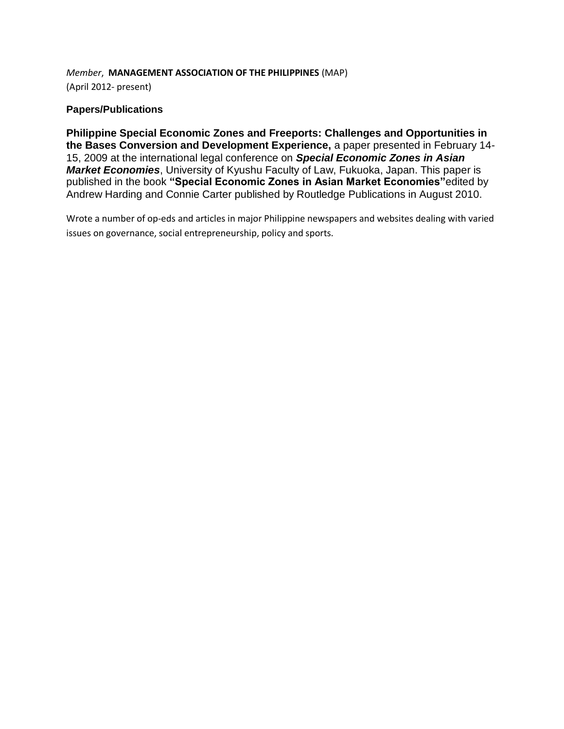*Member*, **MANAGEMENT ASSOCIATION OF THE PHILIPPINES** (MAP)
(April 2012- present)

### Papers/Publications

**Philippine Special Economic Zones and Freeports: Challenges and Opportunities in the Bases Conversion and Development Experience,** a paper presented in February 14-15, 2009 at the international legal conference on ***Special Economic Zones in Asian Market Economies***, University of Kyushu Faculty of Law, Fukuoka, Japan. This paper is published in the book **"Special Economic Zones in Asian Market Economies"**edited by Andrew Harding and Connie Carter published by Routledge Publications in August 2010.

Wrote a number of op-eds and articles in major Philippine newspapers and websites dealing with varied issues on governance, social entrepreneurship, policy and sports.